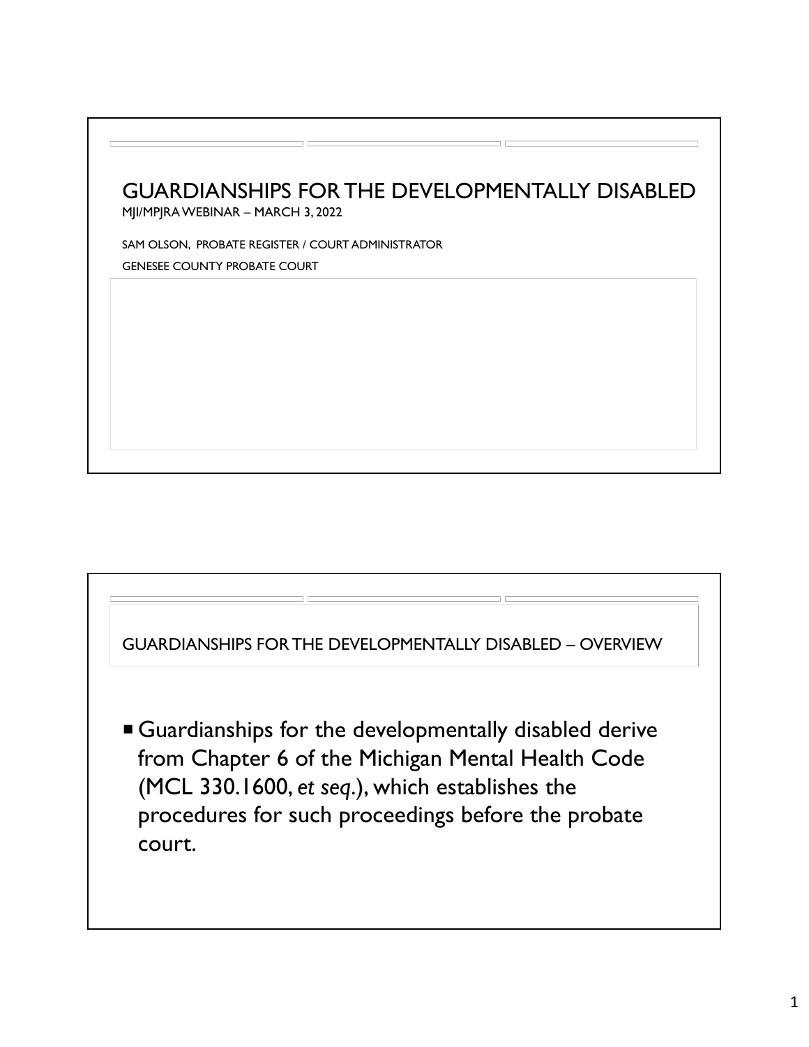# GUARDIANSHIPS FOR THE DEVELOPMENTALLY DISABLED

MJI/MPJRA WEBINAR – MARCH 3, 2022

SAM OLSON, PROBATE REGISTER / COURT ADMINISTRATOR

GENESEE COUNTY PROBATE COURT

## GUARDIANSHIPS FOR THE DEVELOPMENTALLY DISABLED – OVERVIEW

- Guardianships for the developmentally disabled derive from Chapter 6 of the Michigan Mental Health Code (MCL 330.1600, *et seq*.), which establishes the procedures for such proceedings before the probate court.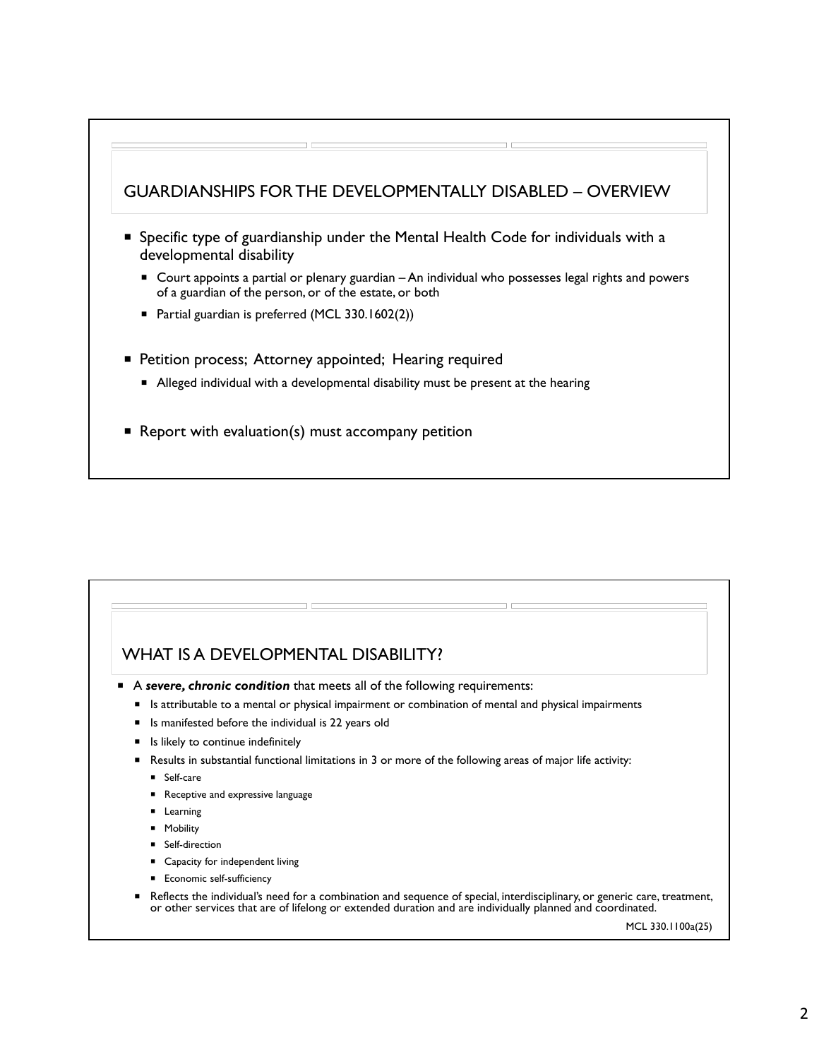## GUARDIANSHIPS FOR THE DEVELOPMENTALLY DISABLED – OVERVIEW

- Specific type of guardianship under the Mental Health Code for individuals with a developmental disability
  - Court appoints a partial or plenary guardian – An individual who possesses legal rights and powers of a guardian of the person, or of the estate, or both
  - Partial guardian is preferred (MCL 330.1602(2))
- Petition process; Attorney appointed; Hearing required
  - Alleged individual with a developmental disability must be present at the hearing
- Report with evaluation(s) must accompany petition

## WHAT IS A DEVELOPMENTAL DISABILITY?

- A ***severe, chronic condition*** that meets all of the following requirements:
  - Is attributable to a mental or physical impairment or combination of mental and physical impairments
  - Is manifested before the individual is 22 years old
  - Is likely to continue indefinitely
  - Results in substantial functional limitations in 3 or more of the following areas of major life activity:
    - Self-care
    - Receptive and expressive language
    - Learning
    - Mobility
    - Self-direction
    - Capacity for independent living
    - Economic self-sufficiency
  - Reflects the individual's need for a combination and sequence of special, interdisciplinary, or generic care, treatment, or other services that are of lifelong or extended duration and are individually planned and coordinated.

MCL 330.1100a(25)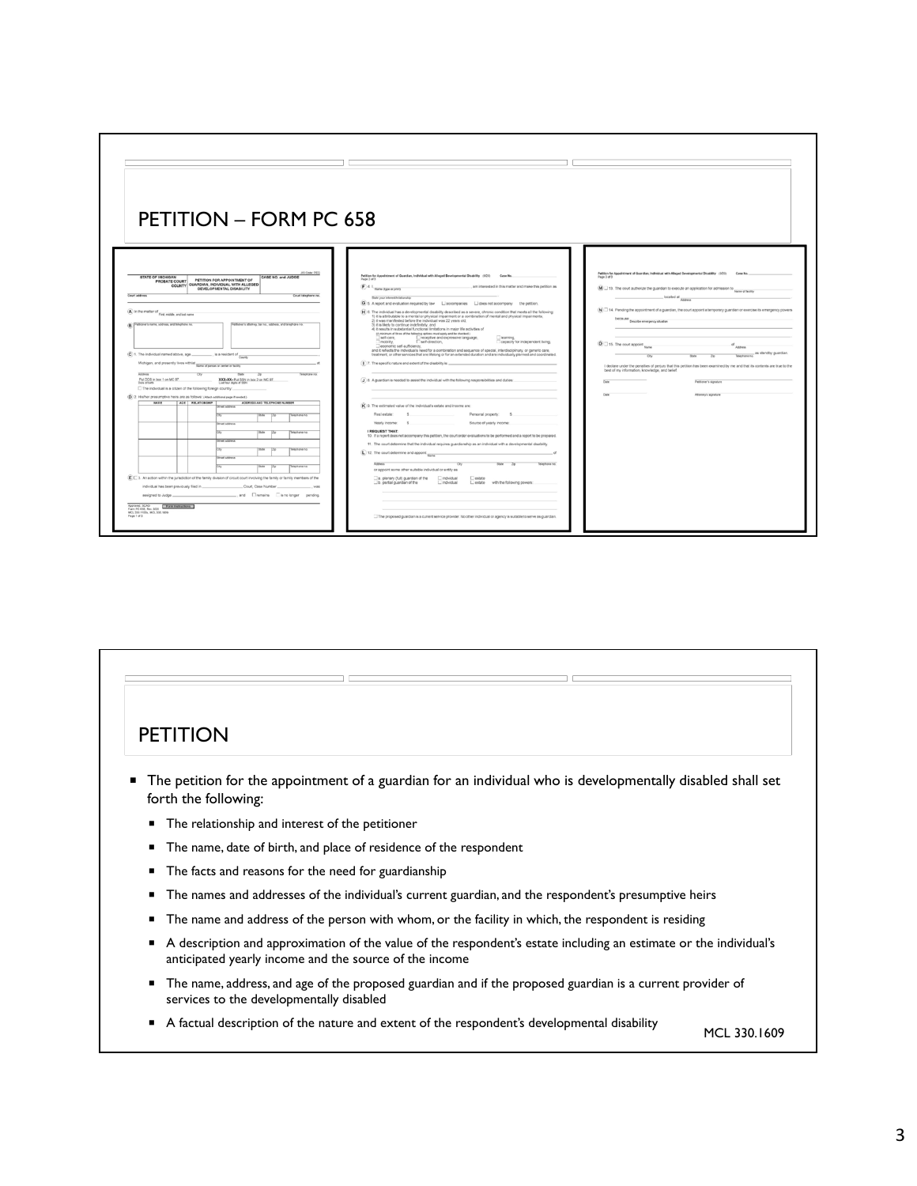# PETITION – FORM PC 658

# PETITION

- The petition for the appointment of a guardian for an individual who is developmentally disabled shall set forth the following:
  - The relationship and interest of the petitioner
  - The name, date of birth, and place of residence of the respondent
  - The facts and reasons for the need for guardianship
  - The names and addresses of the individual's current guardian, and the respondent's presumptive heirs
  - The name and address of the person with whom, or the facility in which, the respondent is residing
  - A description and approximation of the value of the respondent's estate including an estimate or the individual's anticipated yearly income and the source of the income
  - The name, address, and age of the proposed guardian and if the proposed guardian is a current provider of services to the developmentally disabled
  - A factual description of the nature and extent of the respondent's developmental disability

MCL 330.1609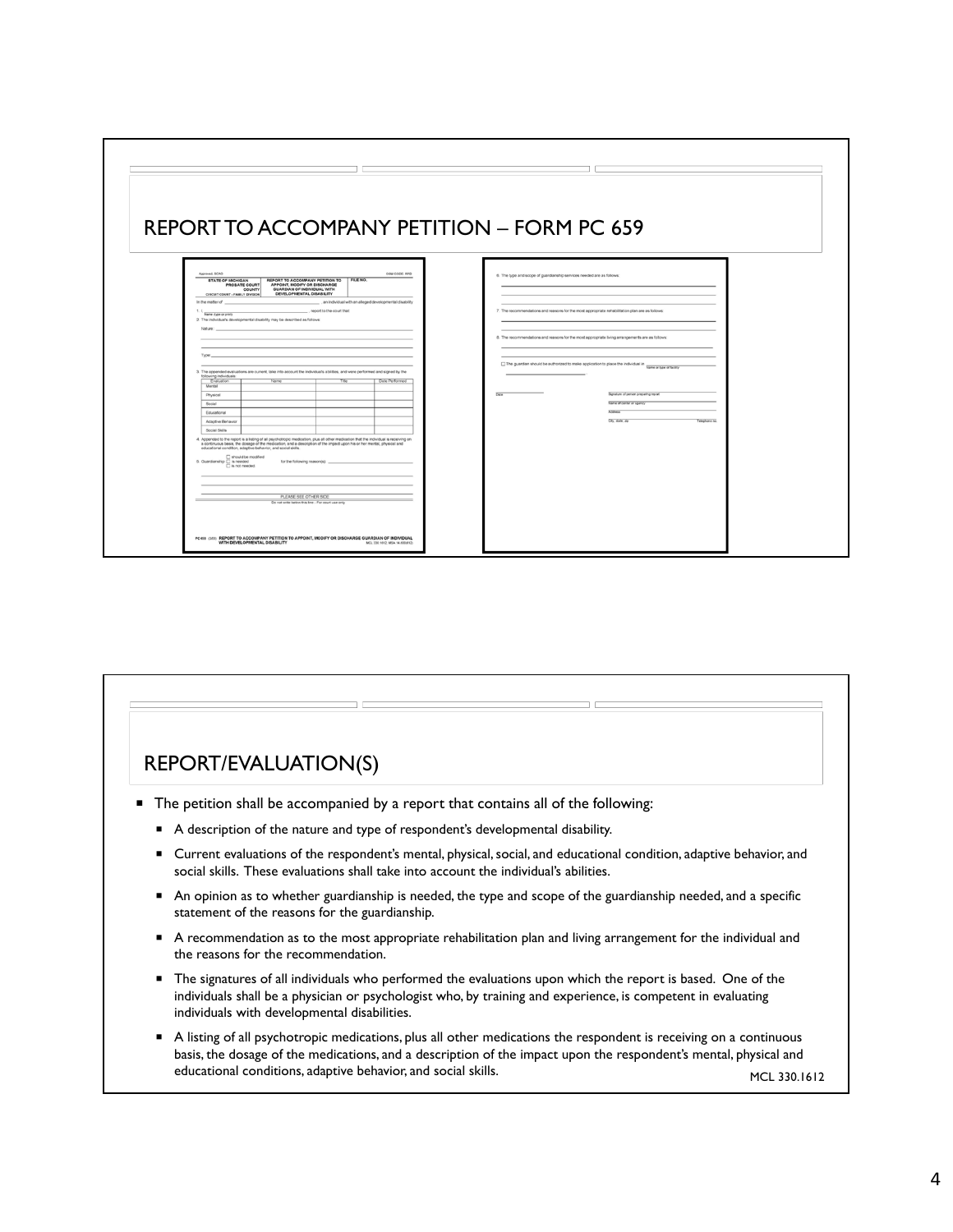## REPORT TO ACCOMPANY PETITION – FORM PC 659

## REPORT/EVALUATION(S)

- The petition shall be accompanied by a report that contains all of the following:
  - A description of the nature and type of respondent's developmental disability.
  - Current evaluations of the respondent's mental, physical, social, and educational condition, adaptive behavior, and social skills. These evaluations shall take into account the individual's abilities.
  - An opinion as to whether guardianship is needed, the type and scope of the guardianship needed, and a specific statement of the reasons for the guardianship.
  - A recommendation as to the most appropriate rehabilitation plan and living arrangement for the individual and the reasons for the recommendation.
  - The signatures of all individuals who performed the evaluations upon which the report is based. One of the individuals shall be a physician or psychologist who, by training and experience, is competent in evaluating individuals with developmental disabilities.
  - A listing of all psychotropic medications, plus all other medications the respondent is receiving on a continuous basis, the dosage of the medications, and a description of the impact upon the respondent's mental, physical and educational conditions, adaptive behavior, and social skills.

MCL 330.1612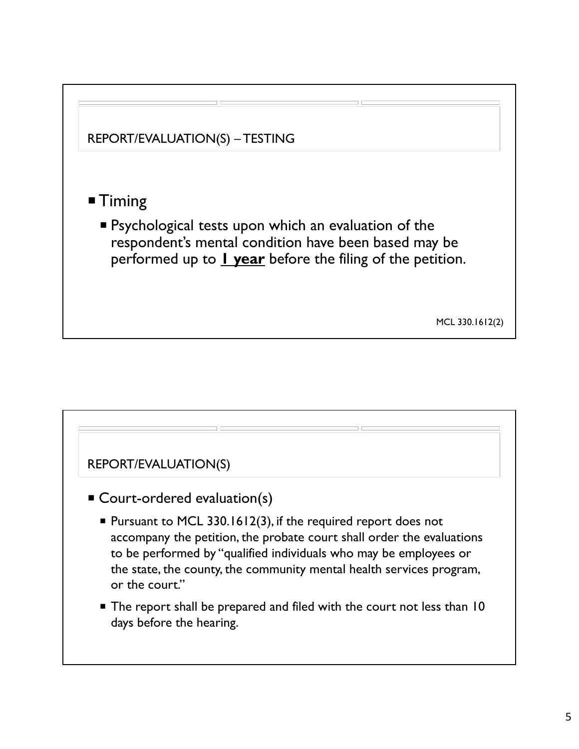## REPORT/EVALUATION(S) – TESTING

- Timing
  - Psychological tests upon which an evaluation of the respondent's mental condition have been based may be performed up to **1 year** before the filing of the petition.

MCL 330.1612(2)

## REPORT/EVALUATION(S)

- Court-ordered evaluation(s)
  - Pursuant to MCL 330.1612(3), if the required report does not accompany the petition, the probate court shall order the evaluations to be performed by "qualified individuals who may be employees or the state, the county, the community mental health services program, or the court."
  - The report shall be prepared and filed with the court not less than 10 days before the hearing.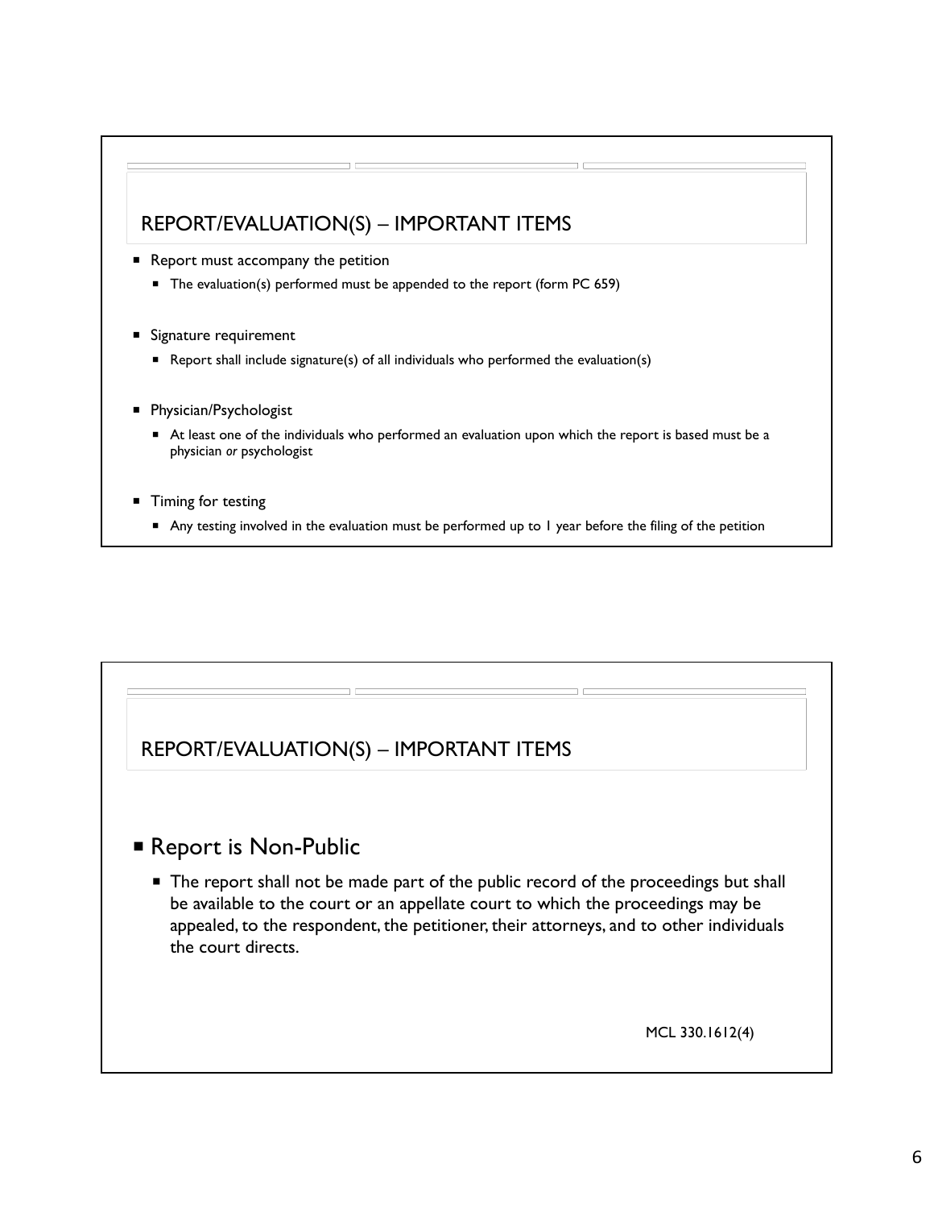## REPORT/EVALUATION(S) – IMPORTANT ITEMS

- Report must accompany the petition
  - The evaluation(s) performed must be appended to the report (form PC 659)
- Signature requirement
  - Report shall include signature(s) of all individuals who performed the evaluation(s)
- Physician/Psychologist
  - At least one of the individuals who performed an evaluation upon which the report is based must be a physician *or* psychologist
- Timing for testing
  - Any testing involved in the evaluation must be performed up to 1 year before the filing of the petition

## REPORT/EVALUATION(S) – IMPORTANT ITEMS

- Report is Non-Public
  - The report shall not be made part of the public record of the proceedings but shall be available to the court or an appellate court to which the proceedings may be appealed, to the respondent, the petitioner, their attorneys, and to other individuals the court directs.

MCL 330.1612(4)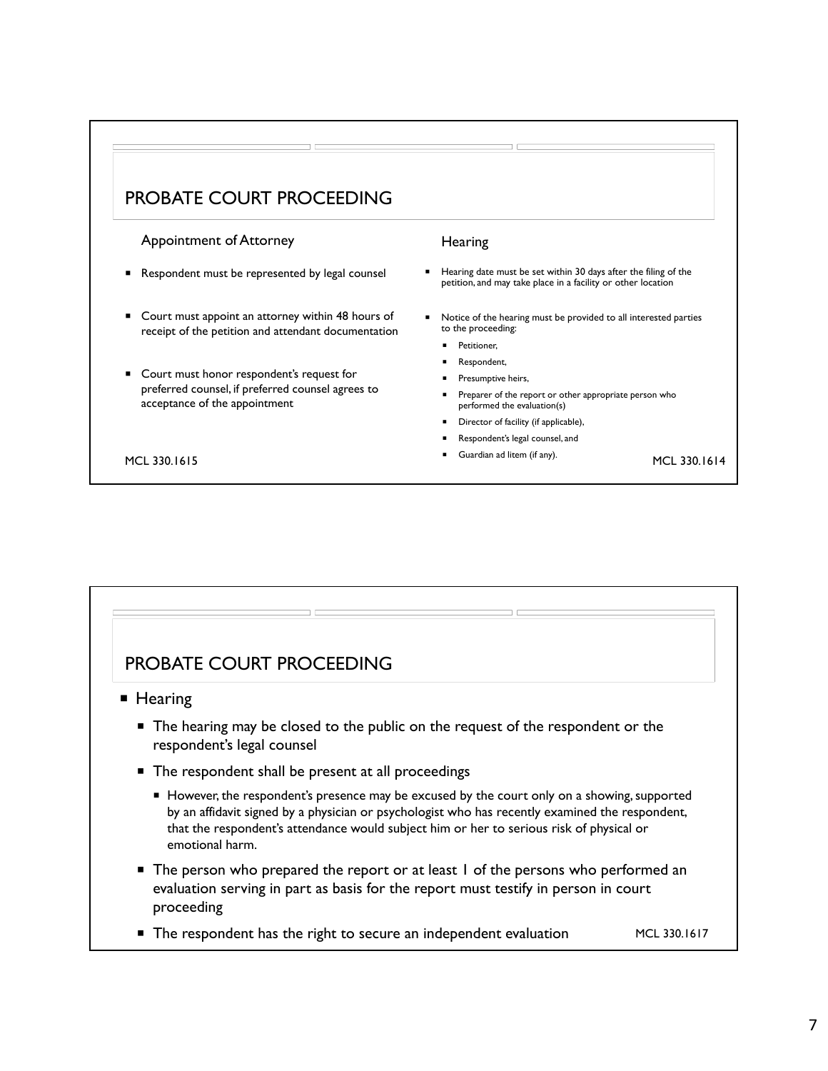## PROBATE COURT PROCEEDING

### Appointment of Attorney

- Respondent must be represented by legal counsel
- Court must appoint an attorney within 48 hours of receipt of the petition and attendant documentation
- Court must honor respondent's request for preferred counsel, if preferred counsel agrees to acceptance of the appointment

MCL 330.1615

### Hearing

- Hearing date must be set within 30 days after the filing of the petition, and may take place in a facility or other location
- Notice of the hearing must be provided to all interested parties to the proceeding:
  - Petitioner,
  - Respondent,
  - Presumptive heirs,
  - Preparer of the report or other appropriate person who performed the evaluation(s)
  - Director of facility (if applicable),
  - Respondent's legal counsel, and
  - Guardian ad litem (if any).

MCL 330.1614

## PROBATE COURT PROCEEDING

- Hearing
  - The hearing may be closed to the public on the request of the respondent or the respondent's legal counsel
  - The respondent shall be present at all proceedings
    - However, the respondent's presence may be excused by the court only on a showing, supported by an affidavit signed by a physician or psychologist who has recently examined the respondent, that the respondent's attendance would subject him or her to serious risk of physical or emotional harm.
  - The person who prepared the report or at least 1 of the persons who performed an evaluation serving in part as basis for the report must testify in person in court proceeding
  - The respondent has the right to secure an independent evaluation

MCL 330.1617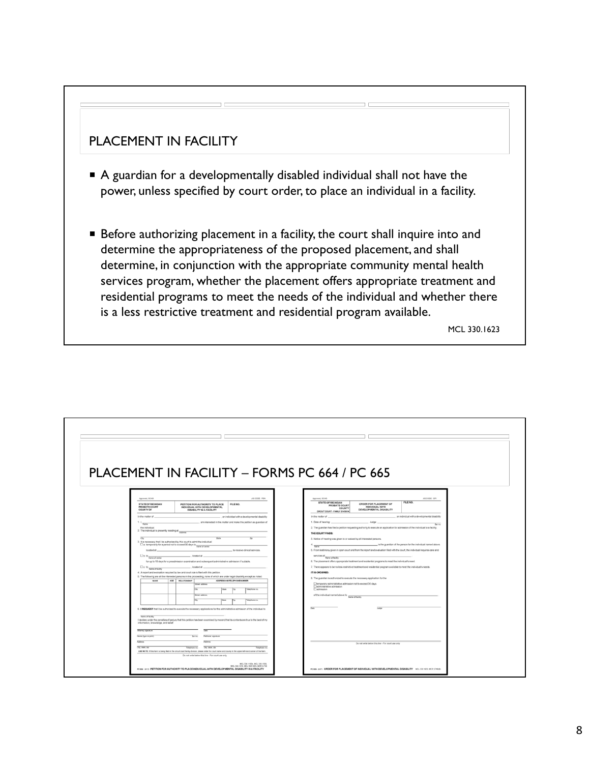## PLACEMENT IN FACILITY

- A guardian for a developmentally disabled individual shall not have the power, unless specified by court order, to place an individual in a facility.
- Before authorizing placement in a facility, the court shall inquire into and determine the appropriateness of the proposed placement, and shall determine, in conjunction with the appropriate community mental health services program, whether the placement offers appropriate treatment and residential programs to meet the needs of the individual and whether there is a less restrictive treatment and residential program available.

MCL 330.1623

## PLACEMENT IN FACILITY – FORMS PC 664 / PC 665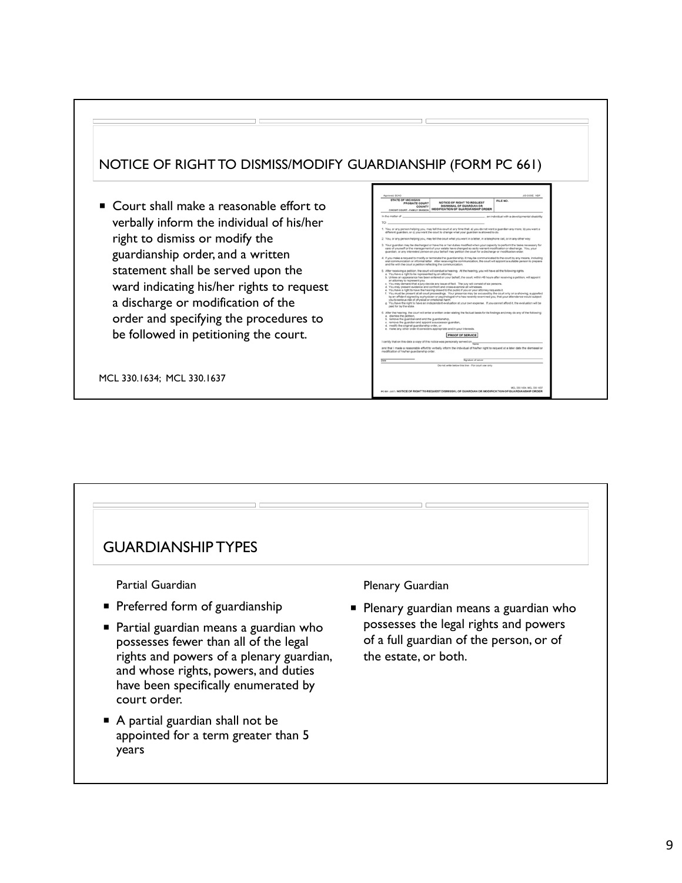## NOTICE OF RIGHT TO DISMISS/MODIFY GUARDIANSHIP (FORM PC 661)

- Court shall make a reasonable effort to verbally inform the individual of his/her right to dismiss or modify the guardianship order, and a written statement shall be served upon the ward indicating his/her rights to request a discharge or modification of the order and specifying the procedures to be followed in petitioning the court.

MCL 330.1634; MCL 330.1637

## GUARDIANSHIP TYPES

Partial Guardian

- Preferred form of guardianship
- Partial guardian means a guardian who possesses fewer than all of the legal rights and powers of a plenary guardian, and whose rights, powers, and duties have been specifically enumerated by court order.
- A partial guardian shall not be appointed for a term greater than 5 years

Plenary Guardian

- Plenary guardian means a guardian who possesses the legal rights and powers of a full guardian of the person, or of the estate, or both.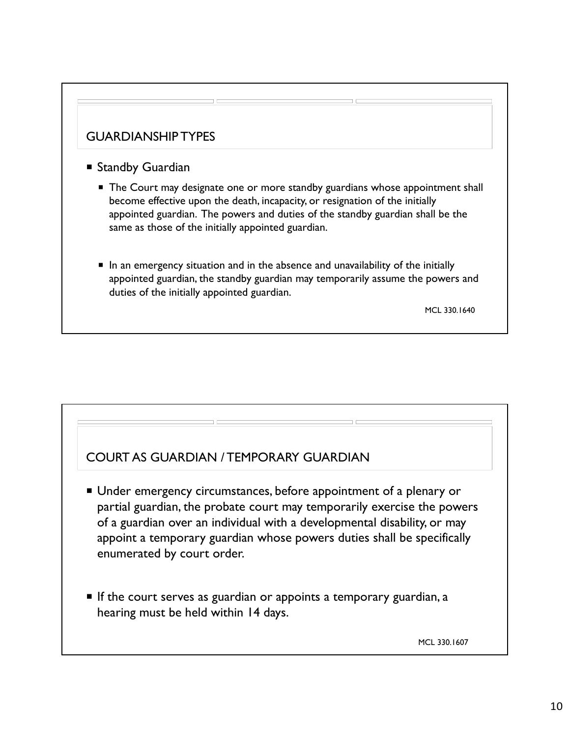## GUARDIANSHIP TYPES

- Standby Guardian
  - The Court may designate one or more standby guardians whose appointment shall become effective upon the death, incapacity, or resignation of the initially appointed guardian. The powers and duties of the standby guardian shall be the same as those of the initially appointed guardian.
  - In an emergency situation and in the absence and unavailability of the initially appointed guardian, the standby guardian may temporarily assume the powers and duties of the initially appointed guardian.

MCL 330.1640

## COURT AS GUARDIAN / TEMPORARY GUARDIAN

- Under emergency circumstances, before appointment of a plenary or partial guardian, the probate court may temporarily exercise the powers of a guardian over an individual with a developmental disability, or may appoint a temporary guardian whose powers duties shall be specifically enumerated by court order.
- If the court serves as guardian or appoints a temporary guardian, a hearing must be held within 14 days.

MCL 330.1607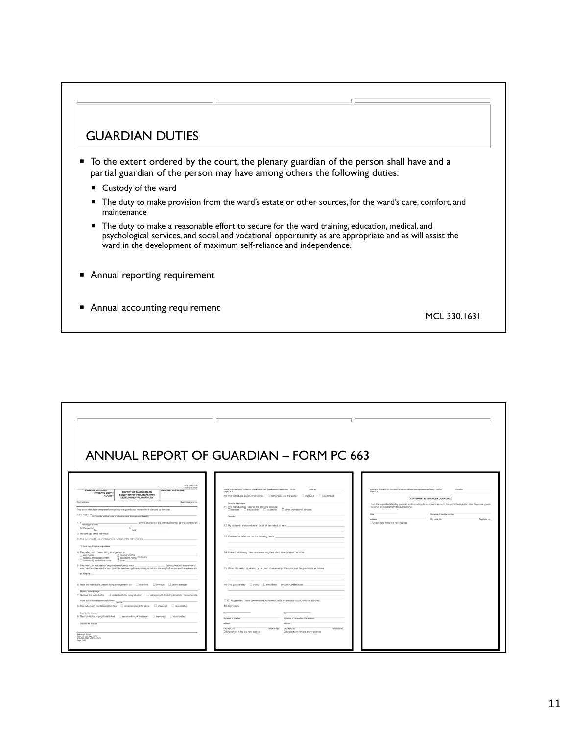## GUARDIAN DUTIES

- To the extent ordered by the court, the plenary guardian of the person shall have and a partial guardian of the person may have among others the following duties:
  - Custody of the ward
  - The duty to make provision from the ward's estate or other sources, for the ward's care, comfort, and maintenance
  - The duty to make a reasonable effort to secure for the ward training, education, medical, and psychological services, and social and vocational opportunity as are appropriate and as will assist the ward in the development of maximum self-reliance and independence.
- Annual reporting requirement
- Annual accounting requirement

MCL 330.1631

## ANNUAL REPORT OF GUARDIAN – FORM PC 663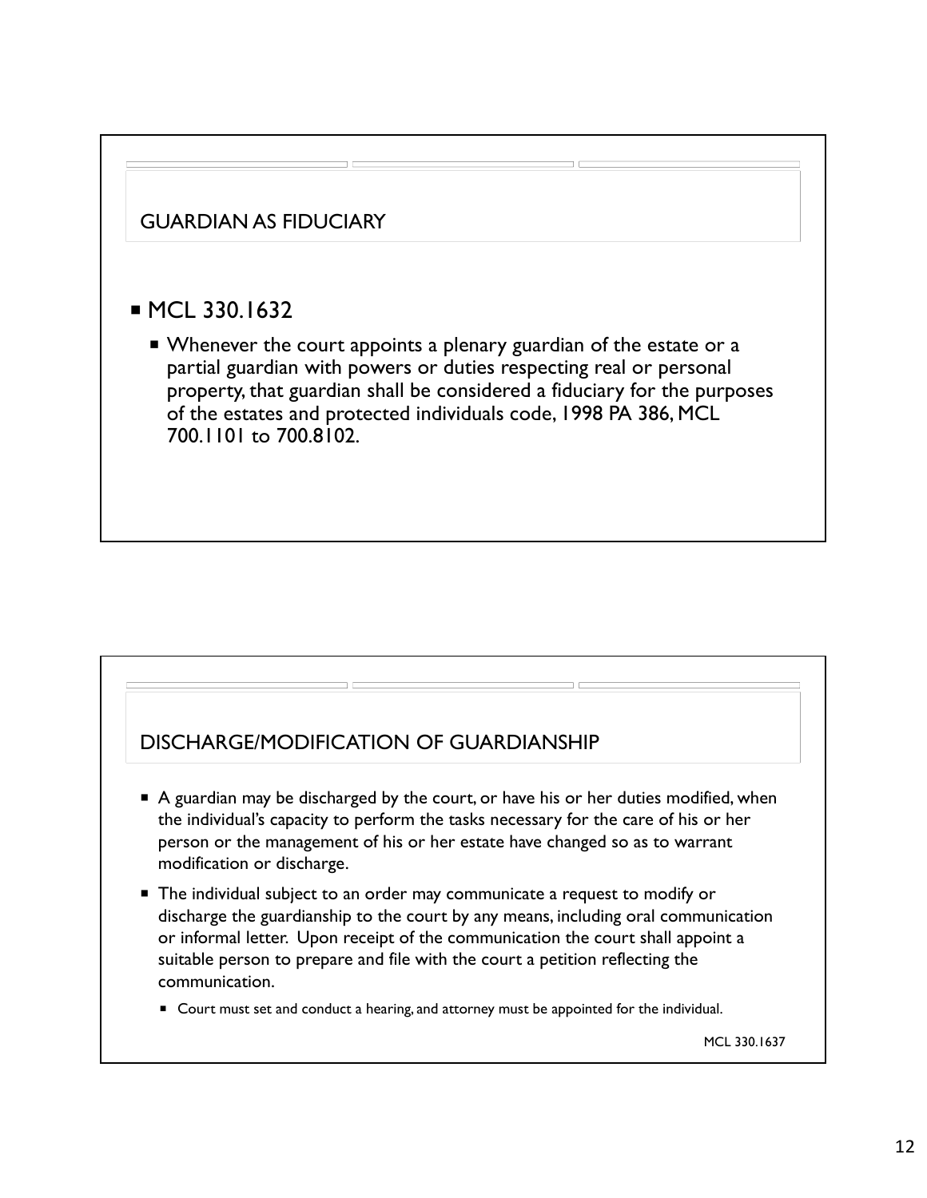## GUARDIAN AS FIDUCIARY

- MCL 330.1632
  - Whenever the court appoints a plenary guardian of the estate or a partial guardian with powers or duties respecting real or personal property, that guardian shall be considered a fiduciary for the purposes of the estates and protected individuals code, 1998 PA 386, MCL 700.1101 to 700.8102.

## DISCHARGE/MODIFICATION OF GUARDIANSHIP

- A guardian may be discharged by the court, or have his or her duties modified, when the individual's capacity to perform the tasks necessary for the care of his or her person or the management of his or her estate have changed so as to warrant modification or discharge.
- The individual subject to an order may communicate a request to modify or discharge the guardianship to the court by any means, including oral communication or informal letter. Upon receipt of the communication the court shall appoint a suitable person to prepare and file with the court a petition reflecting the communication.
  - Court must set and conduct a hearing, and attorney must be appointed for the individual.

MCL 330.1637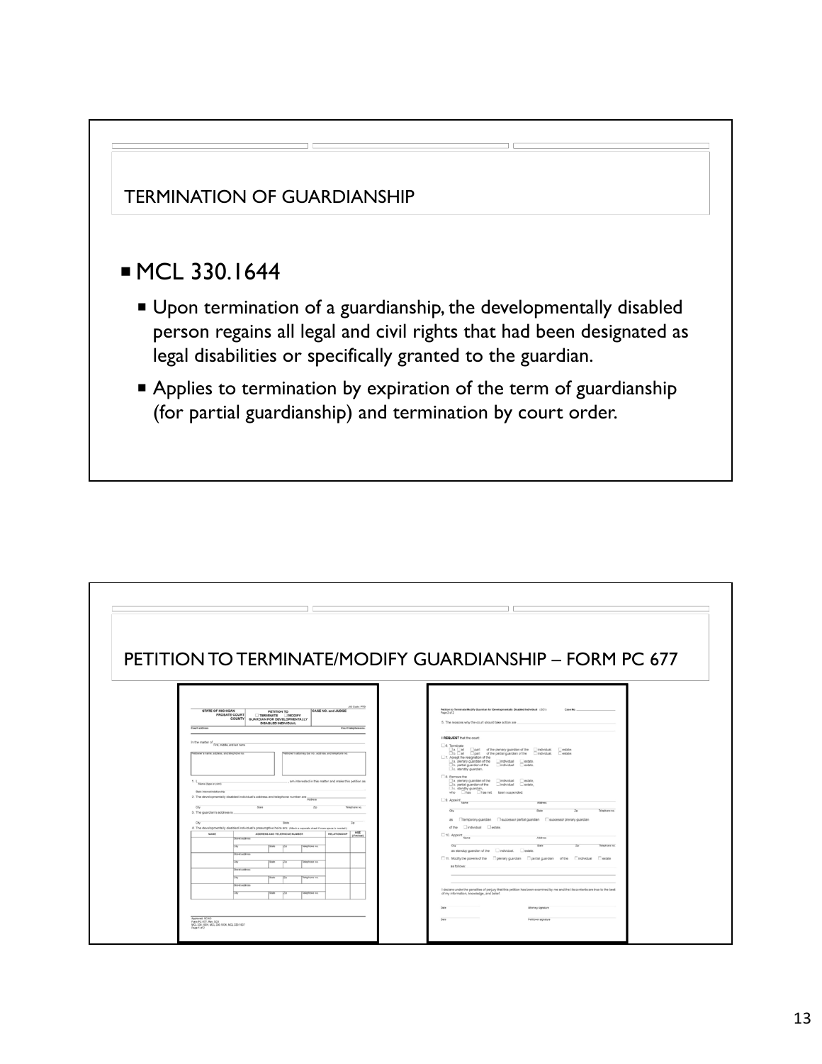## TERMINATION OF GUARDIANSHIP

- MCL 330.1644
  - Upon termination of a guardianship, the developmentally disabled person regains all legal and civil rights that had been designated as legal disabilities or specifically granted to the guardian.
  - Applies to termination by expiration of the term of guardianship (for partial guardianship) and termination by court order.

## PETITION TO TERMINATE/MODIFY GUARDIANSHIP – FORM PC 677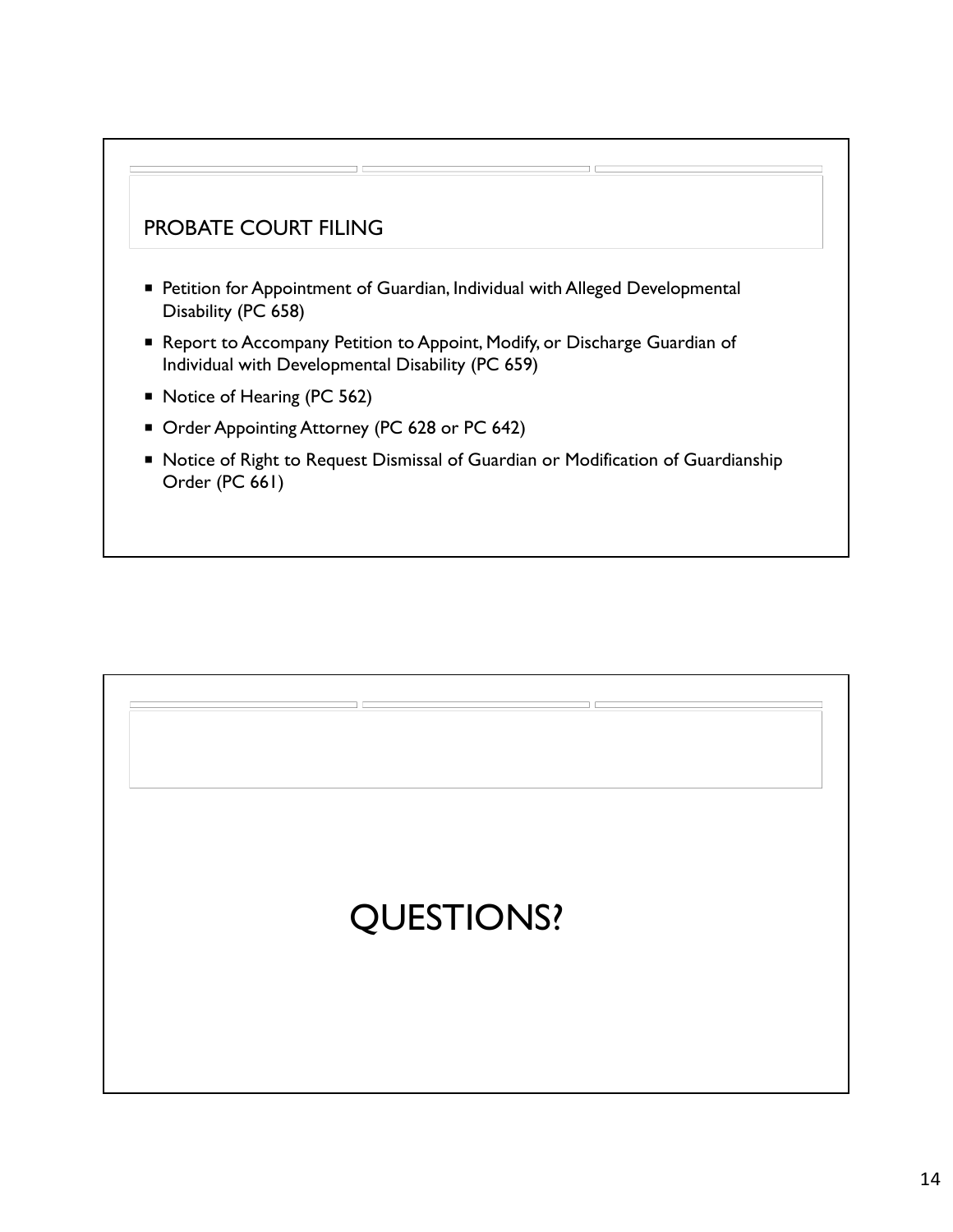## PROBATE COURT FILING

- Petition for Appointment of Guardian, Individual with Alleged Developmental Disability (PC 658)
- Report to Accompany Petition to Appoint, Modify, or Discharge Guardian of Individual with Developmental Disability (PC 659)
- Notice of Hearing (PC 562)
- Order Appointing Attorney (PC 628 or PC 642)
- Notice of Right to Request Dismissal of Guardian or Modification of Guardianship Order (PC 661)

## QUESTIONS?